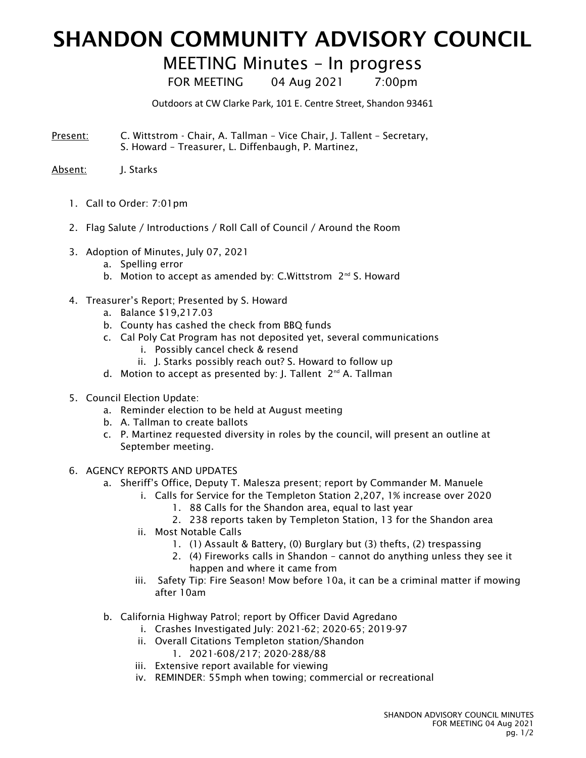# SHANDON COMMUNITY ADVISORY COUNCIL

## MEETING Minutes – In progress

FOR MEETING 04 Aug 2021 7:00pm

Outdoors at CW Clarke Park, 101 E. Centre Street, Shandon 93461

Present: C. Wittstrom - Chair, A. Tallman – Vice Chair, J. Tallent – Secretary, S. Howard – Treasurer, L. Diffenbaugh, P. Martinez,

Absent: J. Starks

1. Call to Order: 7:01pm
2. Flag Salute / Introductions / Roll Call of Council / Around the Room
3. Adoption of Minutes, July 07, 2021
   a. Spelling error
   b. Motion to accept as amended by: C.Wittstrom 2nd S. Howard
4. Treasurer's Report; Presented by S. Howard
   a. Balance $19,217.03
   b. County has cashed the check from BBQ funds
   c. Cal Poly Cat Program has not deposited yet, several communications
      i. Possibly cancel check & resend
      ii. J. Starks possibly reach out? S. Howard to follow up
   d. Motion to accept as presented by: J. Tallent 2nd A. Tallman
5. Council Election Update:
   a. Reminder election to be held at August meeting
   b. A. Tallman to create ballots
   c. P. Martinez requested diversity in roles by the council, will present an outline at September meeting.
6. AGENCY REPORTS AND UPDATES
   a. Sheriff's Office, Deputy T. Malesza present; report by Commander M. Manuele
      i. Calls for Service for the Templeton Station 2,207, 1% increase over 2020
         1. 88 Calls for the Shandon area, equal to last year
         2. 238 reports taken by Templeton Station, 13 for the Shandon area
      ii. Most Notable Calls
         1. (1) Assault & Battery, (0) Burglary but (3) thefts, (2) trespassing
         2. (4) Fireworks calls in Shandon – cannot do anything unless they see it happen and where it came from
      iii. Safety Tip: Fire Season! Mow before 10a, it can be a criminal matter if mowing after 10am
   b. California Highway Patrol; report by Officer David Agredano
      i. Crashes Investigated July: 2021-62; 2020-65; 2019-97
      ii. Overall Citations Templeton station/Shandon
         1. 2021-608/217; 2020-288/88
      iii. Extensive report available for viewing
      iv. REMINDER: 55mph when towing; commercial or recreational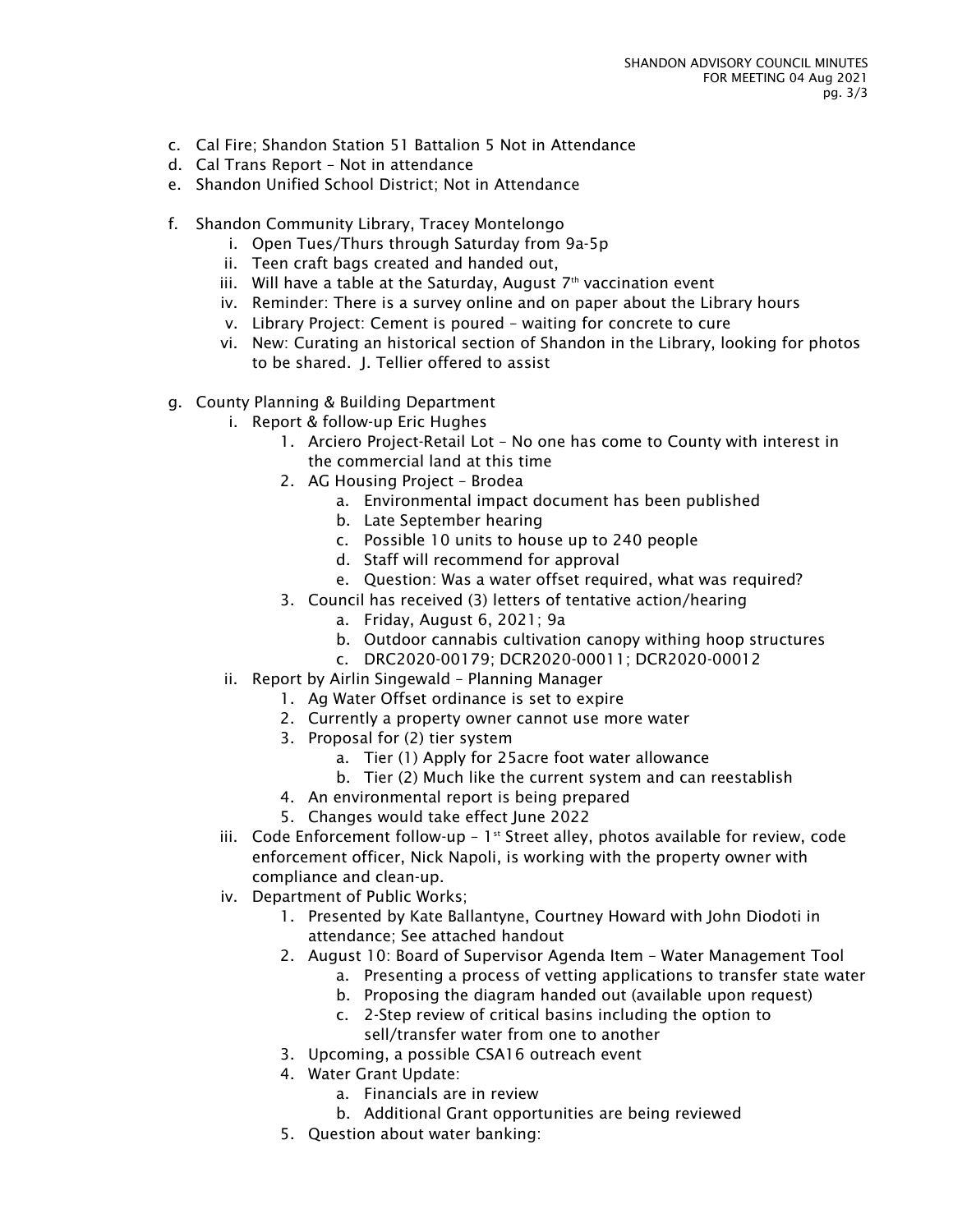c. Cal Fire; Shandon Station 51 Battalion 5 Not in Attendance
d. Cal Trans Report – Not in attendance
e. Shandon Unified School District; Not in Attendance

f. Shandon Community Library, Tracey Montelongo
   i. Open Tues/Thurs through Saturday from 9a-5p
   ii. Teen craft bags created and handed out,
   iii. Will have a table at the Saturday, August 7th vaccination event
   iv. Reminder: There is a survey online and on paper about the Library hours
   v. Library Project: Cement is poured – waiting for concrete to cure
   vi. New: Curating an historical section of Shandon in the Library, looking for photos to be shared. J. Tellier offered to assist

g. County Planning & Building Department
   i. Report & follow-up Eric Hughes
      1. Arciero Project-Retail Lot – No one has come to County with interest in the commercial land at this time
      2. AG Housing Project – Brodea
         a. Environmental impact document has been published
         b. Late September hearing
         c. Possible 10 units to house up to 240 people
         d. Staff will recommend for approval
         e. Question: Was a water offset required, what was required?
      3. Council has received (3) letters of tentative action/hearing
         a. Friday, August 6, 2021; 9a
         b. Outdoor cannabis cultivation canopy withing hoop structures
         c. DRC2020-00179; DCR2020-00011; DCR2020-00012
   ii. Report by Airlin Singewald – Planning Manager
      1. Ag Water Offset ordinance is set to expire
      2. Currently a property owner cannot use more water
      3. Proposal for (2) tier system
         a. Tier (1) Apply for 25acre foot water allowance
         b. Tier (2) Much like the current system and can reestablish
      4. An environmental report is being prepared
      5. Changes would take effect June 2022
   iii. Code Enforcement follow-up – 1st Street alley, photos available for review, code enforcement officer, Nick Napoli, is working with the property owner with compliance and clean-up.
   iv. Department of Public Works;
      1. Presented by Kate Ballantyne, Courtney Howard with John Diodoti in attendance; See attached handout
      2. August 10: Board of Supervisor Agenda Item – Water Management Tool
         a. Presenting a process of vetting applications to transfer state water
         b. Proposing the diagram handed out (available upon request)
         c. 2-Step review of critical basins including the option to sell/transfer water from one to another
      3. Upcoming, a possible CSA16 outreach event
      4. Water Grant Update:
         a. Financials are in review
         b. Additional Grant opportunities are being reviewed
      5. Question about water banking: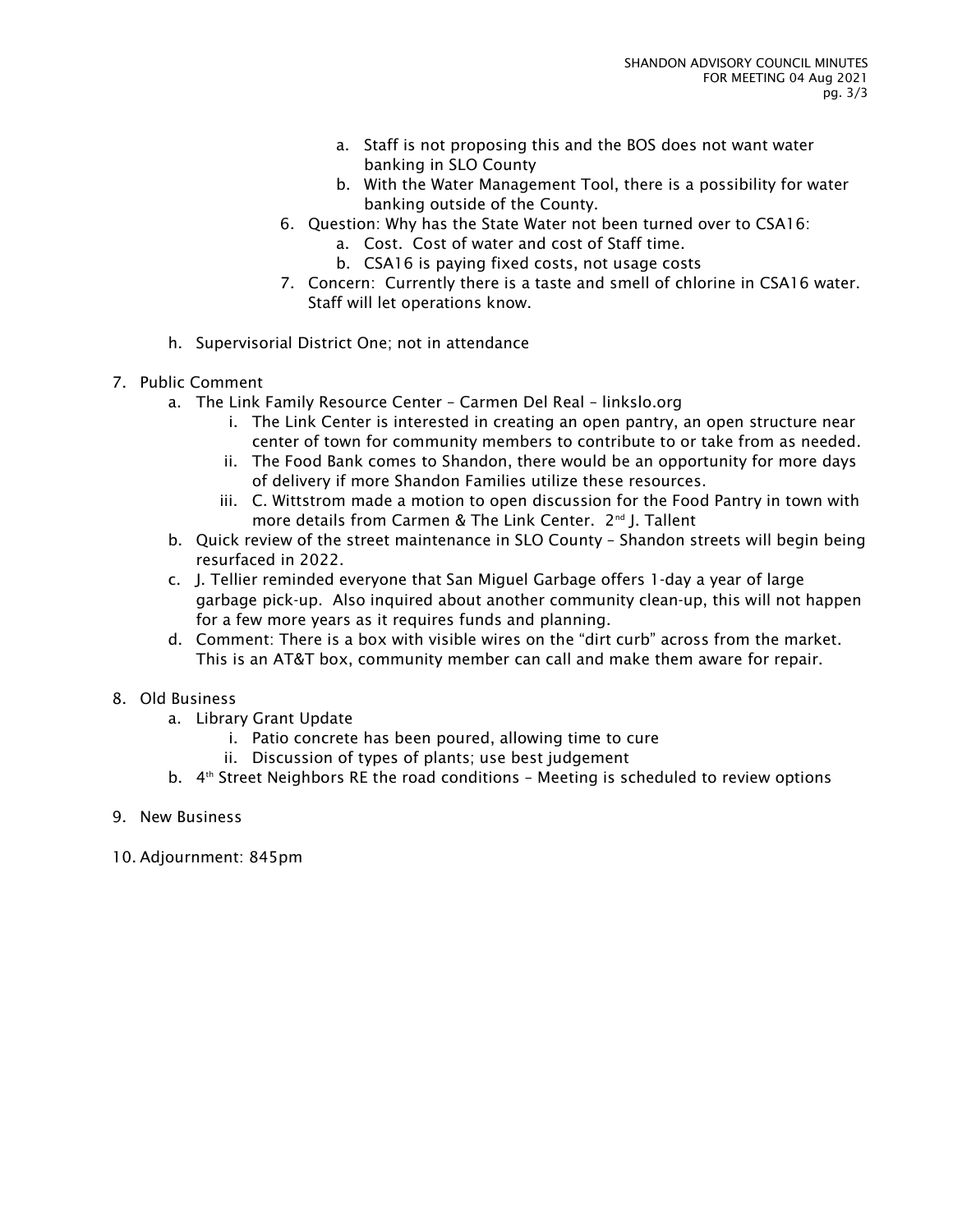a. Staff is not proposing this and the BOS does not want water banking in SLO County
b. With the Water Management Tool, there is a possibility for water banking outside of the County.

6. Question: Why has the State Water not been turned over to CSA16:
    a. Cost. Cost of water and cost of Staff time.
    b. CSA16 is paying fixed costs, not usage costs
7. Concern: Currently there is a taste and smell of chlorine in CSA16 water. Staff will let operations know.

h. Supervisorial District One; not in attendance

7. Public Comment
    a. The Link Family Resource Center – Carmen Del Real – linkslo.org
        i. The Link Center is interested in creating an open pantry, an open structure near center of town for community members to contribute to or take from as needed.
        ii. The Food Bank comes to Shandon, there would be an opportunity for more days of delivery if more Shandon Families utilize these resources.
        iii. C. Wittstrom made a motion to open discussion for the Food Pantry in town with more details from Carmen & The Link Center. 2nd J. Tallent
    b. Quick review of the street maintenance in SLO County – Shandon streets will begin being resurfaced in 2022.
    c. J. Tellier reminded everyone that San Miguel Garbage offers 1-day a year of large garbage pick-up. Also inquired about another community clean-up, this will not happen for a few more years as it requires funds and planning.
    d. Comment: There is a box with visible wires on the "dirt curb" across from the market. This is an AT&T box, community member can call and make them aware for repair.

8. Old Business
    a. Library Grant Update
        i. Patio concrete has been poured, allowing time to cure
        ii. Discussion of types of plants; use best judgement
    b. 4th Street Neighbors RE the road conditions – Meeting is scheduled to review options

9. New Business

10. Adjournment: 845pm